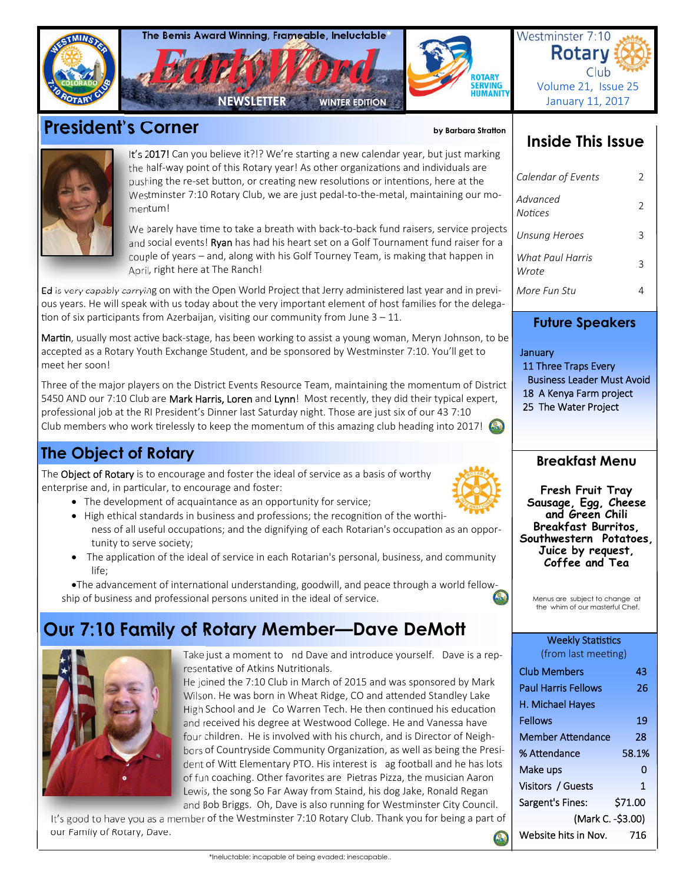The Bemis Award Winning, Frameable, Ineluctable*

# Early Word

NEWSLETTER WINTER EDITION

ROTARY SERVING HUMANITY

Westminster 7:10 Rotary Club
Volume 21, Issue 25
January 11, 2017

## President's Corner

by Barbara Stratton

It's 2017! Can you believe it?!? We're starting a new calendar year, but just marking the half-way point of this Rotary year! As other organizations and individuals are pushing the re-set button, or creating new resolutions or intentions, here at the Westminster 7:10 Rotary Club, we are just pedal-to-the-metal, maintaining our momentum!

We barely have time to take a breath with back-to-back fund raisers, service projects and social events! Ryan has had his heart set on a Golf Tournament fund raiser for a couple of years – and, along with his Golf Tourney Team, is making that happen in April, right here at The Ranch!

Ed is very capably carrying on with the Open World Project that Jerry administered last year and in previous years. He will speak with us today about the very important element of host families for the delegation of six participants from Azerbaijan, visiting our community from June 3 – 11.

Martin, usually most active back-stage, has been working to assist a young woman, Meryn Johnson, to be accepted as a Rotary Youth Exchange Student, and be sponsored by Westminster 7:10. You'll get to meet her soon!

Three of the major players on the District Events Resource Team, maintaining the momentum of District 5450 AND our 7:10 Club are Mark Harris, Loren and Lynn! Most recently, they did their typical expert, professional job at the RI President's Dinner last Saturday night. Those are just six of our 43 7:10 Club members who work tirelessly to keep the momentum of this amazing club heading into 2017!

## The Object of Rotary

The Object of Rotary is to encourage and foster the ideal of service as a basis of worthy enterprise and, in particular, to encourage and foster:

- The development of acquaintance as an opportunity for service;
- High ethical standards in business and professions; the recognition of the worthiness of all useful occupations; and the dignifying of each Rotarian's occupation as an opportunity to serve society;
- The application of the ideal of service in each Rotarian's personal, business, and community life;
- The advancement of international understanding, goodwill, and peace through a world fellowship of business and professional persons united in the ideal of service.

## Our 7:10 Family of Rotary Member—Dave DeMott

Take just a moment to nd Dave and introduce yourself. Dave is a representative of Atkins Nutritionals.
He joined the 7:10 Club in March of 2015 and was sponsored by Mark Wilson. He was born in Wheat Ridge, CO and attended Standley Lake High School and Je Co Warren Tech. He then continued his education and received his degree at Westwood College. He and Vanessa have four children. He is involved with his church, and is Director of Neighbors of Countryside Community Organization, as well as being the President of Witt Elementary PTO. His interest is ag football and he has lots of fun coaching. Other favorites are Pietras Pizza, the musician Aaron Lewis, the song So Far Away from Staind, his dog Jake, Ronald Regan and Bob Briggs. Oh, Dave is also running for Westminster City Council. It's good to have you as a member of the Westminster 7:10 Rotary Club. Thank you for being a part of our Family of Rotary, Dave.

## Inside This Issue

| | |
|---|---|
| *Calendar of Events* | 2 |
| *Advanced Notices* | 2 |
| *Unsung Heroes* | 3 |
| *What Paul Harris Wrote* | 3 |
| *More Fun Stu* | 4 |

## Future Speakers

January
11 Three Traps Every Business Leader Must Avoid
18 A Kenya Farm project
25 The Water Project

## Breakfast Menu

**Fresh Fruit Tray**
**Sausage, Egg, Cheese and Green Chili Breakfast Burritos, Southwestern Potatoes, Juice by request, Coffee and Tea**

Menus are subject to change at the whim of our masterful Chef.

## Weekly Statistics (from last meeting)

| | |
|---|---|
| Club Members | 43 |
| Paul Harris Fellows | 26 |
| H. Michael Hayes Fellows | 19 |
| Member Attendance | 28 |
| % Attendance | 58.1% |
| Make ups | 0 |
| Visitors / Guests | 1 |
| Sargent's Fines: | $71.00 |
| | (Mark C. -$3.00) |
| Website hits in Nov. | 716 |

*Ineluctable: incapable of being evaded; inescapable..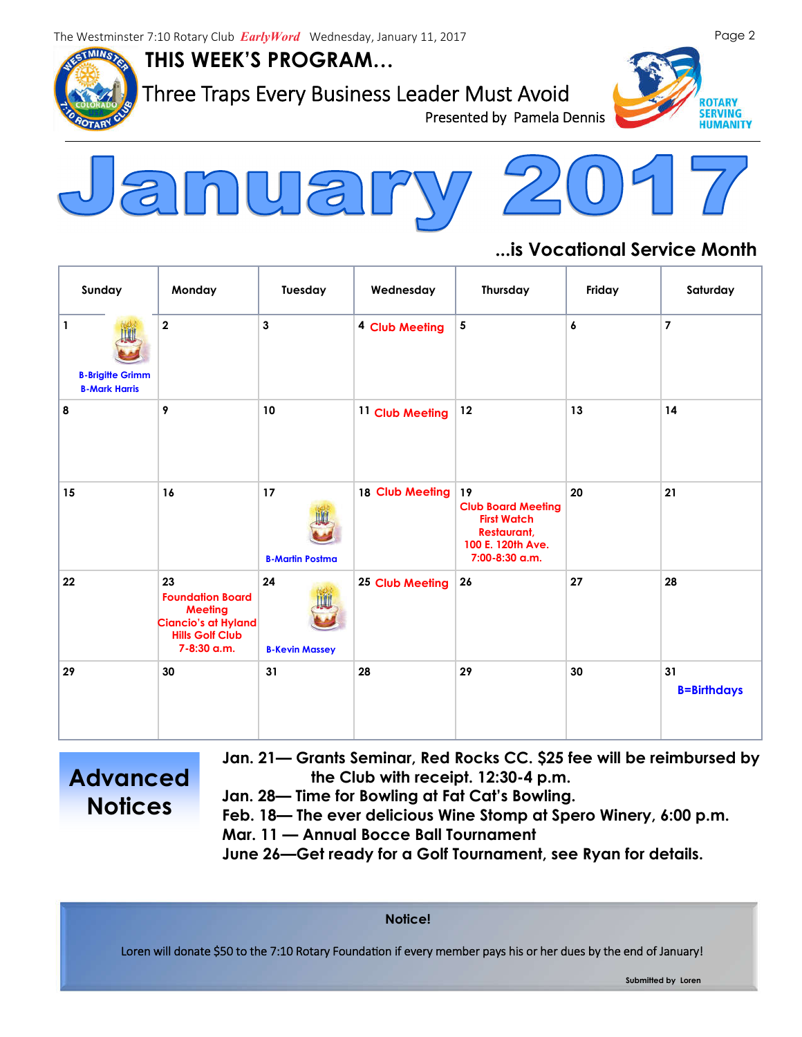## THIS WEEK'S PROGRAM…

### Three Traps Every Business Leader Must Avoid

Presented by Pamela Dennis

ROTARY SERVING HUMANITY

# January 2017

**…is Vocational Service Month**

| Sunday | Monday | Tuesday | Wednesday | Thursday | Friday | Saturday |
|---|---|---|---|---|---|---|
| 1 B-Brigitte Grimm B-Mark Harris | 2 | 3 | 4 Club Meeting | 5 | 6 | 7 |
| 8 | 9 | 10 | 11 Club Meeting | 12 | 13 | 14 |
| 15 | 16 | 17 B-Martin Postma | 18 Club Meeting | 19 Club Board Meeting First Watch Restaurant, 100 E. 120th Ave. 7:00-8:30 a.m. | 20 | 21 |
| 22 | 23 Foundation Board Meeting Ciancio's at Hyland Hills Golf Club 7-8:30 a.m. | 24 B-Kevin Massey | 25 Club Meeting | 26 | 27 | 28 |
| 29 | 30 | 31 | 28 | 29 | 30 | 31 B=Birthdays |

## Advanced Notices

**Jan. 21— Grants Seminar, Red Rocks CC. $25 fee will be reimbursed by the Club with receipt. 12:30-4 p.m.**
**Jan. 28— Time for Bowling at Fat Cat's Bowling.**
**Feb. 18— The ever delicious Wine Stomp at Spero Winery, 6:00 p.m.**
**Mar. 11 — Annual Bocce Ball Tournament**
**June 26—Get ready for a Golf Tournament, see Ryan for details.**

**Notice!**

Loren will donate $50 to the 7:10 Rotary Foundation if every member pays his or her dues by the end of January!

Submitted by Loren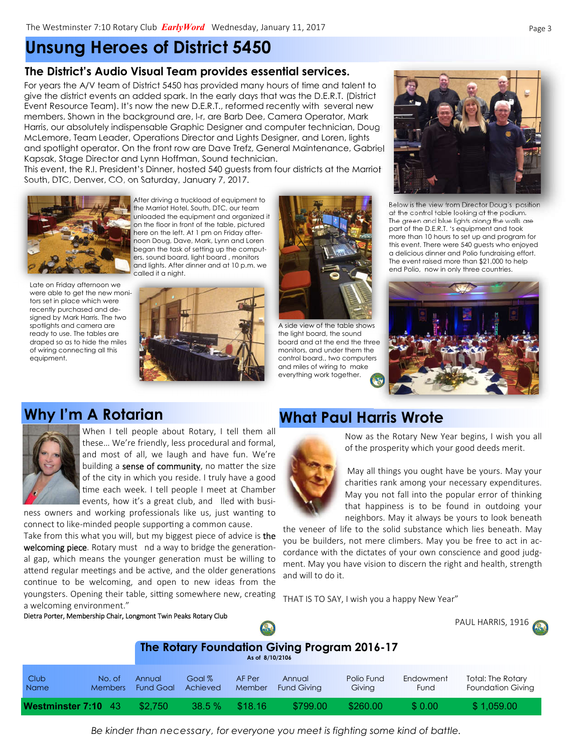# Unsung Heroes of District 5450

## The District's Audio Visual Team provides essential services.

For years the A/V team of District 5450 has provided many hours of time and talent to give the district events an added spark. In the early days that was the D.E.R.T. (District Event Resource Team). It's now the new D.E.R.T., reformed recently with several new members. Shown in the background are, l-r, are Barb Dee, Camera Operator, Mark Harris, our absolutely indispensable Graphic Designer and computer technician, Doug McLemore, Team Leader, Operations Director and Lights Designer, and Loren, lights and spotlight operator. On the front row are Dave Trefz, General Maintenance, Gabriel Kapsak, Stage Director and Lynn Hoffman, Sound technician.

This event, the R.I. President's Dinner, hosted 540 guests from four districts at the Marriot South, DTC, Denver, CO, on Saturday, January 7, 2017.

After driving a truckload of equipment to the Marriot Hotel, South, DTC, our team unloaded the equipment and organized it on the floor in front of the table, pictured here on the left. At 1 pm on Friday afternoon Doug, Dave, Mark, Lynn and Loren began the task of setting up the computers, sound board, light board , monitors and lights. After dinner and at 10 p.m. we called it a night.

Late on Friday afternoon we were able to get the new monitors set in place which were recently purchased and designed by Mark Harris. The two spotlights and camera are ready to use. The tables are draped so as to hide the miles of wiring connecting all this equipment.

A side view of the table shows the light board, the sound board and at the end the three monitors, and under them the control board., two computers and miles of wiring to make everything work together.

Below is the view from Director Doug's position at the control table looking at the podium. The green and blue lights along the walls are part of the D.E.R.T. 's equipment and took more than 10 hours to set up and program for this event. There were 540 guests who enjoyed a delicious dinner and Polio fundraising effort. The event raised more than $21,000 to help end Polio, now in only three countries.

# Why I'm A Rotarian

When I tell people about Rotary, I tell them all these… We're friendly, less procedural and formal, and most of all, we laugh and have fun. We're building a **sense of community**, no matter the size of the city in which you reside. I truly have a good time each week. I tell people I meet at Chamber events, how it's a great club, and lled with business owners and working professionals like us, just wanting to connect to like-minded people supporting a common cause.

Take from this what you will, but my biggest piece of advice is **the welcoming piece**. Rotary must nd a way to bridge the generational gap, which means the younger generation must be willing to attend regular meetings and be active, and the older generations continue to be welcoming, and open to new ideas from the youngsters. Opening their table, sitting somewhere new, creating a welcoming environment."

Dietra Porter, Membership Chair, Longmont Twin Peaks Rotary Club

# What Paul Harris Wrote

Now as the Rotary New Year begins, I wish you all of the prosperity which your good deeds merit.

May all things you ought have be yours. May your charities rank among your necessary expenditures. May you not fall into the popular error of thinking that happiness is to be found in outdoing your neighbors. May it always be yours to look beneath the veneer of life to the solid substance which lies beneath. May you be builders, not mere climbers. May you be free to act in accordance with the dictates of your own conscience and good judgment. May you have vision to discern the right and health, strength and will to do it.

THAT IS TO SAY, I wish you a happy New Year"

PAUL HARRIS, 1916

## The Rotary Foundation Giving Program 2016-17

As of 8/10/2106

| Club Name | No. of Members | Annual Fund Goal | Goal % Achieved | AF Per Member | Annual Fund Giving | Polio Fund Giving | Endowment Fund | Total: The Rotary Foundation Giving |
|---|---|---|---|---|---|---|---|---|
| **Westminster 7:10** | 43 | $2,750 | 38.5 % | $18.16 | $799.00 | $260.00 | $ 0.00 | $ 1,059.00 |

*Be kinder than necessary, for everyone you meet is fighting some kind of battle.*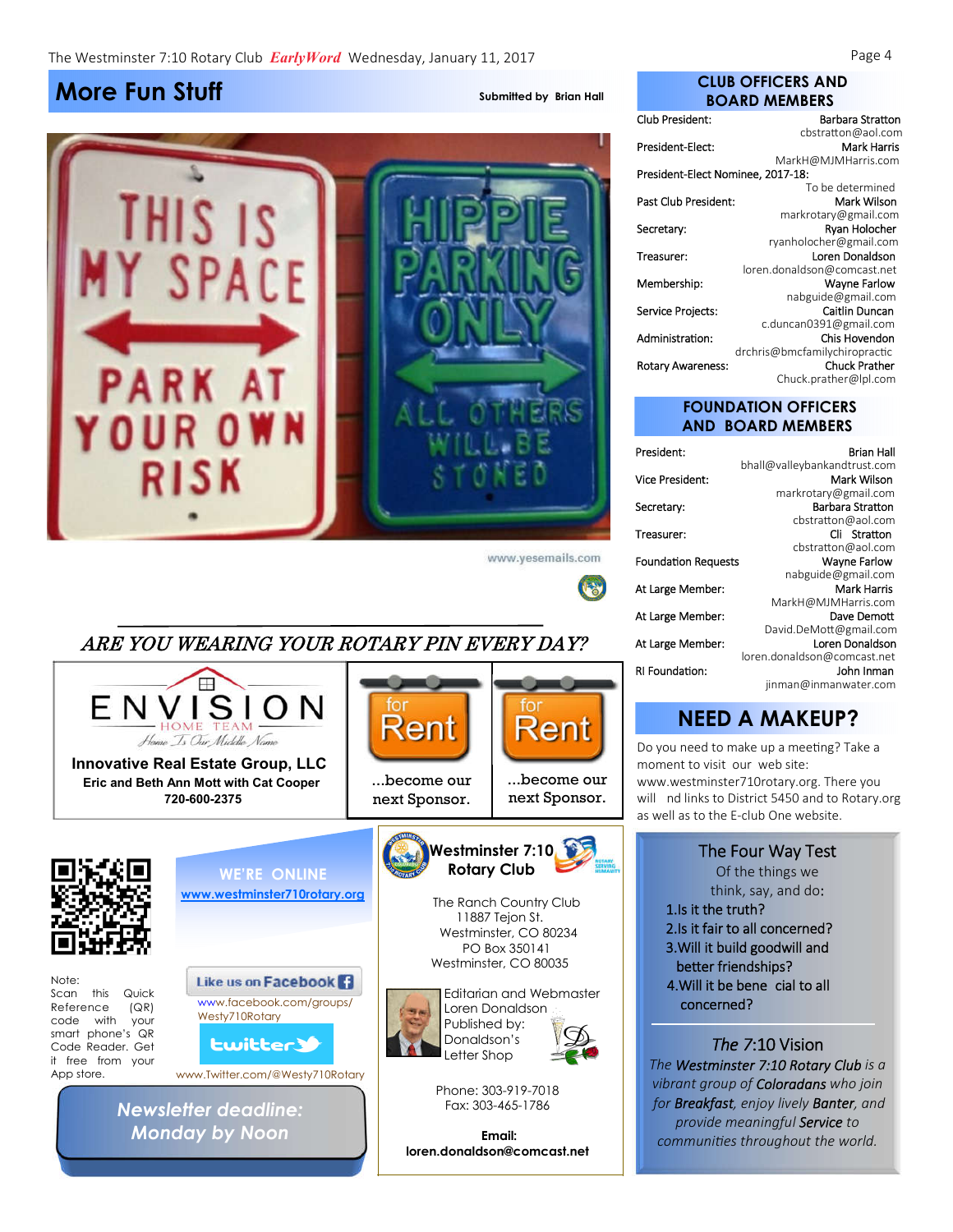## More Fun Stuff

Submitted by Brian Hall

THIS IS MY SPACE
PARK AT YOUR OWN RISK

HIPPIE PARKING ONLY
ALL OTHERS WILL BE STONED

www.yesemails.com

*ARE YOU WEARING YOUR ROTARY PIN EVERY DAY?*

ENVISION HOME TEAM
Home Is Our Middle Name

**Innovative Real Estate Group, LLC**
**Eric and Beth Ann Mott with Cat Cooper**
**720-600-2375**

for Rent ...become our next Sponsor.

for Rent ...become our next Sponsor.

Note: Scan this Quick Reference (QR) code with your smart phone's QR Code Reader. Get it free from your App store.

WE'RE ONLINE
www.westminster710rotary.org

Like us on Facebook
www.facebook.com/groups/Westy710Rotary

twitter
www.Twitter.com/@Westy710Rotary

*Newsletter deadline: Monday by Noon*

**Westminster 7:10 Rotary Club**

The Ranch Country Club
11887 Tejon St.
Westminster, CO 80234
PO Box 350141
Westminster, CO 80035

Editarian and Webmaster
Loren Donaldson
Published by:
Donaldson's
Letter Shop

Phone: 303-919-7018
Fax: 303-465-1786

**Email:**
**loren.donaldson@comcast.net**

### CLUB OFFICERS AND BOARD MEMBERS

| | | |
|---|---|---|
| Club President: | Barbara Stratton | cbstratton@aol.com |
| President-Elect: | Mark Harris | MarkH@MJMHarris.com |
| President-Elect Nominee, 2017-18: | To be determined | |
| Past Club President: | Mark Wilson | markrotary@gmail.com |
| Secretary: | Ryan Holocher | ryanholocher@gmail.com |
| Treasurer: | Loren Donaldson | loren.donaldson@comcast.net |
| Membership: | Wayne Farlow | nabguide@gmail.com |
| Service Projects: | Caitlin Duncan | c.duncan0391@gmail.com |
| Administration: | Chis Hovendon | drchris@bmcfamilychiropractic |
| Rotary Awareness: | Chuck Prather | Chuck.prather@lpl.com |

### FOUNDATION OFFICERS AND BOARD MEMBERS

| | | |
|---|---|---|
| President: | Brian Hall | bhall@valleybankandtrust.com |
| Vice President: | Mark Wilson | markrotary@gmail.com |
| Secretary: | Barbara Stratton | cbstratton@aol.com |
| Treasurer: | Cli Stratton | cbstratton@aol.com |
| Foundation Requests | Wayne Farlow | nabguide@gmail.com |
| At Large Member: | Mark Harris | MarkH@MJMHarris.com |
| At Large Member: | Dave Demott | David.DeMott@gmail.com |
| At Large Member: | Loren Donaldson | loren.donaldson@comcast.net |
| RI Foundation: | John Inman | jinman@inmanwater.com |

## NEED A MAKEUP?

Do you need to make up a meeting? Take a moment to visit our web site: www.westminster710rotary.org. There you will nd links to District 5450 and to Rotary.org as well as to the E-club One website.

### The Four Way Test

Of the things we think, say, and do:

1. Is it the truth?
2. Is it fair to all concerned?
3. Will it build goodwill and better friendships?
4. Will it be bene cial to all concerned?

### *The 7:10 Vision*

*The **Westminster 7:10 Rotary Club** is a vibrant group of **Coloradans** who join for **Breakfast**, enjoy lively **Banter**, and provide meaningful **Service** to communities throughout the world.*